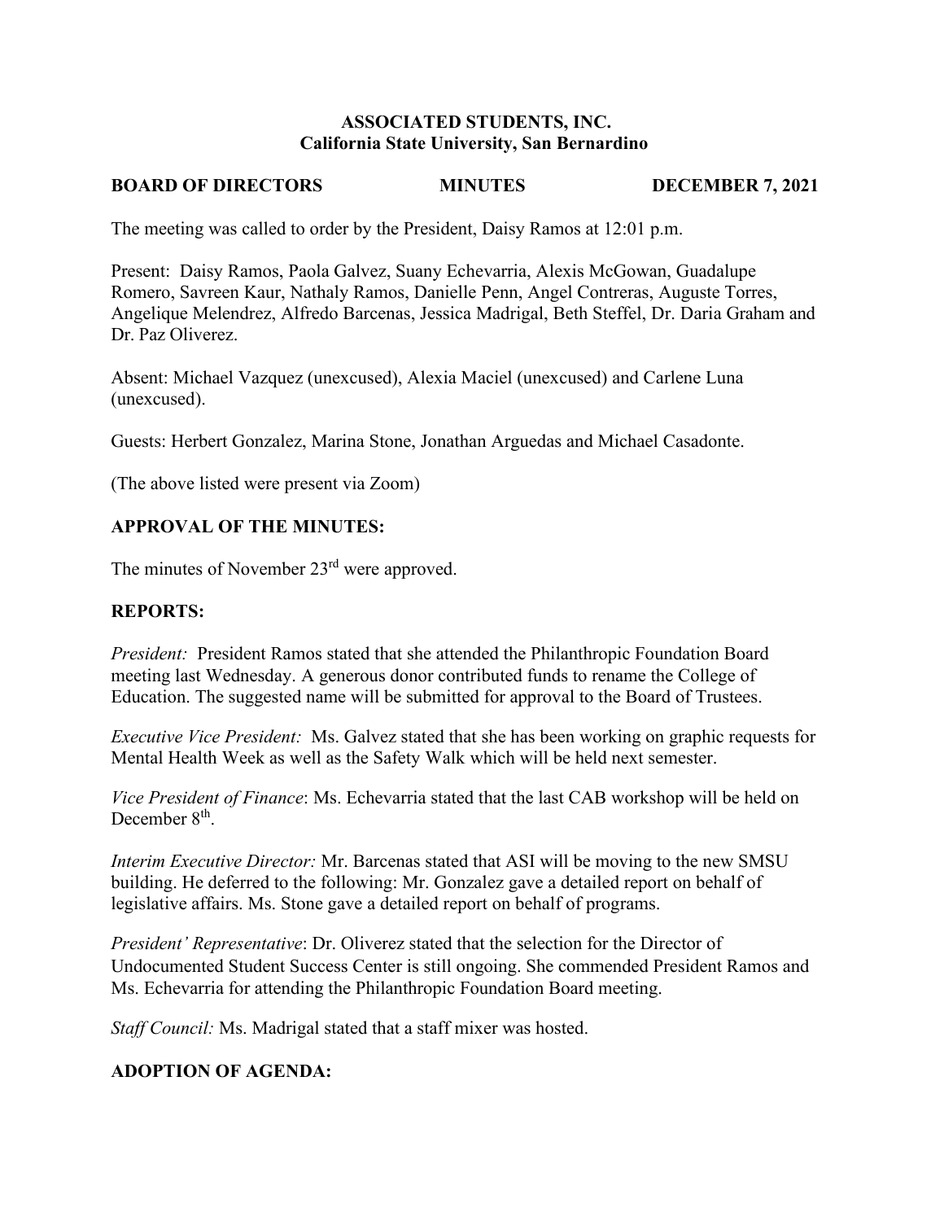**ASSOCIATED STUDENTS, INC.**
**California State University, San Bernardino**

**BOARD OF DIRECTORS MINUTES DECEMBER 7, 2021**

The meeting was called to order by the President, Daisy Ramos at 12:01 p.m.

Present: Daisy Ramos, Paola Galvez, Suany Echevarria, Alexis McGowan, Guadalupe Romero, Savreen Kaur, Nathaly Ramos, Danielle Penn, Angel Contreras, Auguste Torres, Angelique Melendrez, Alfredo Barcenas, Jessica Madrigal, Beth Steffel, Dr. Daria Graham and Dr. Paz Oliverez.

Absent: Michael Vazquez (unexcused), Alexia Maciel (unexcused) and Carlene Luna (unexcused).

Guests: Herbert Gonzalez, Marina Stone, Jonathan Arguedas and Michael Casadonte.

(The above listed were present via Zoom)

## APPROVAL OF THE MINUTES:

The minutes of November 23rd were approved.

## REPORTS:

*President:* President Ramos stated that she attended the Philanthropic Foundation Board meeting last Wednesday. A generous donor contributed funds to rename the College of Education. The suggested name will be submitted for approval to the Board of Trustees.

*Executive Vice President:* Ms. Galvez stated that she has been working on graphic requests for Mental Health Week as well as the Safety Walk which will be held next semester.

*Vice President of Finance*: Ms. Echevarria stated that the last CAB workshop will be held on December 8th.

*Interim Executive Director:* Mr. Barcenas stated that ASI will be moving to the new SMSU building. He deferred to the following: Mr. Gonzalez gave a detailed report on behalf of legislative affairs. Ms. Stone gave a detailed report on behalf of programs.

*President' Representative*: Dr. Oliverez stated that the selection for the Director of Undocumented Student Success Center is still ongoing. She commended President Ramos and Ms. Echevarria for attending the Philanthropic Foundation Board meeting.

*Staff Council:* Ms. Madrigal stated that a staff mixer was hosted.

## ADOPTION OF AGENDA: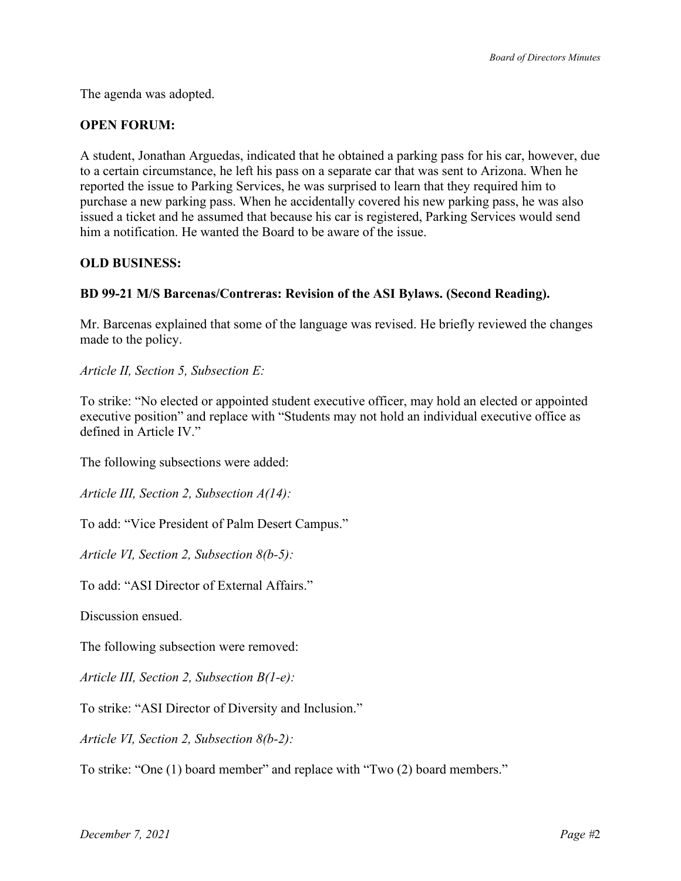The agenda was adopted.

**OPEN FORUM:**

A student, Jonathan Arguedas, indicated that he obtained a parking pass for his car, however, due to a certain circumstance, he left his pass on a separate car that was sent to Arizona. When he reported the issue to Parking Services, he was surprised to learn that they required him to purchase a new parking pass. When he accidentally covered his new parking pass, he was also issued a ticket and he assumed that because his car is registered, Parking Services would send him a notification. He wanted the Board to be aware of the issue.

**OLD BUSINESS:**

**BD 99-21 M/S Barcenas/Contreras: Revision of the ASI Bylaws. (Second Reading).**

Mr. Barcenas explained that some of the language was revised. He briefly reviewed the changes made to the policy.

*Article II, Section 5, Subsection E:*

To strike: "No elected or appointed student executive officer, may hold an elected or appointed executive position" and replace with "Students may not hold an individual executive office as defined in Article IV."

The following subsections were added:

*Article III, Section 2, Subsection A(14):*

To add: "Vice President of Palm Desert Campus."

*Article VI, Section 2, Subsection 8(b-5):*

To add: "ASI Director of External Affairs."

Discussion ensued.

The following subsection were removed:

*Article III, Section 2, Subsection B(1-e):*

To strike: "ASI Director of Diversity and Inclusion."

*Article VI, Section 2, Subsection 8(b-2):*

To strike: "One (1) board member" and replace with "Two (2) board members."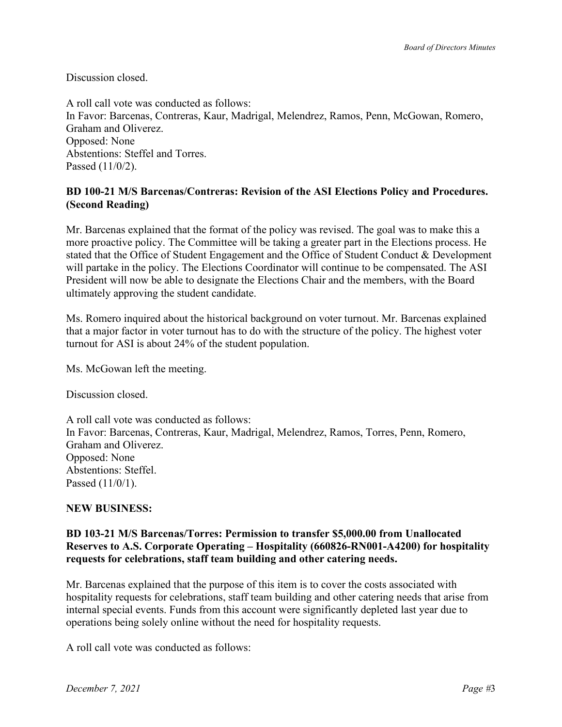Discussion closed.

A roll call vote was conducted as follows:
In Favor: Barcenas, Contreras, Kaur, Madrigal, Melendrez, Ramos, Penn, McGowan, Romero, Graham and Oliverez.
Opposed: None
Abstentions: Steffel and Torres.
Passed (11/0/2).

**BD 100-21 M/S Barcenas/Contreras: Revision of the ASI Elections Policy and Procedures. (Second Reading)**

Mr. Barcenas explained that the format of the policy was revised. The goal was to make this a more proactive policy. The Committee will be taking a greater part in the Elections process. He stated that the Office of Student Engagement and the Office of Student Conduct & Development will partake in the policy. The Elections Coordinator will continue to be compensated. The ASI President will now be able to designate the Elections Chair and the members, with the Board ultimately approving the student candidate.

Ms. Romero inquired about the historical background on voter turnout. Mr. Barcenas explained that a major factor in voter turnout has to do with the structure of the policy. The highest voter turnout for ASI is about 24% of the student population.

Ms. McGowan left the meeting.

Discussion closed.

A roll call vote was conducted as follows:
In Favor: Barcenas, Contreras, Kaur, Madrigal, Melendrez, Ramos, Torres, Penn, Romero, Graham and Oliverez.
Opposed: None
Abstentions: Steffel.
Passed (11/0/1).

**NEW BUSINESS:**

**BD 103-21 M/S Barcenas/Torres: Permission to transfer $5,000.00 from Unallocated Reserves to A.S. Corporate Operating – Hospitality (660826-RN001-A4200) for hospitality requests for celebrations, staff team building and other catering needs.**

Mr. Barcenas explained that the purpose of this item is to cover the costs associated with hospitality requests for celebrations, staff team building and other catering needs that arise from internal special events. Funds from this account were significantly depleted last year due to operations being solely online without the need for hospitality requests.

A roll call vote was conducted as follows: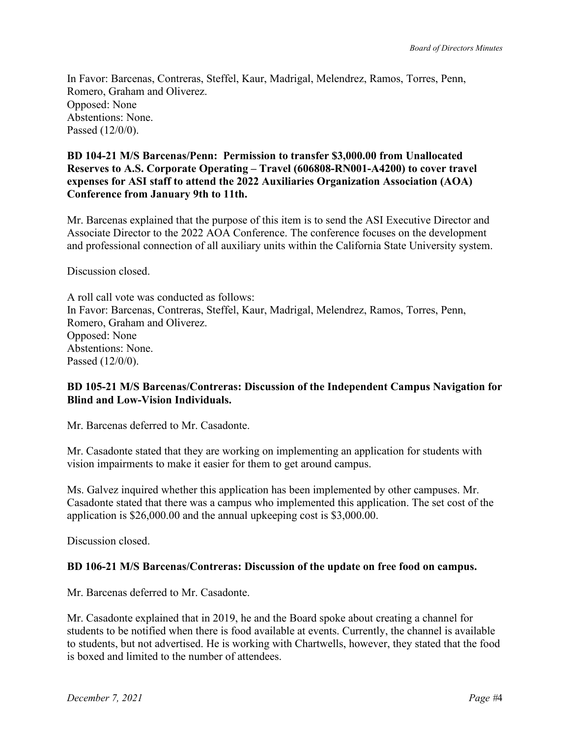In Favor: Barcenas, Contreras, Steffel, Kaur, Madrigal, Melendrez, Ramos, Torres, Penn, Romero, Graham and Oliverez.
Opposed: None
Abstentions: None.
Passed (12/0/0).

**BD 104-21 M/S Barcenas/Penn: Permission to transfer $3,000.00 from Unallocated Reserves to A.S. Corporate Operating – Travel (606808-RN001-A4200) to cover travel expenses for ASI staff to attend the 2022 Auxiliaries Organization Association (AOA) Conference from January 9th to 11th.**

Mr. Barcenas explained that the purpose of this item is to send the ASI Executive Director and Associate Director to the 2022 AOA Conference. The conference focuses on the development and professional connection of all auxiliary units within the California State University system.

Discussion closed.

A roll call vote was conducted as follows:
In Favor: Barcenas, Contreras, Steffel, Kaur, Madrigal, Melendrez, Ramos, Torres, Penn, Romero, Graham and Oliverez.
Opposed: None
Abstentions: None.
Passed (12/0/0).

**BD 105-21 M/S Barcenas/Contreras: Discussion of the Independent Campus Navigation for Blind and Low-Vision Individuals.**

Mr. Barcenas deferred to Mr. Casadonte.

Mr. Casadonte stated that they are working on implementing an application for students with vision impairments to make it easier for them to get around campus.

Ms. Galvez inquired whether this application has been implemented by other campuses. Mr. Casadonte stated that there was a campus who implemented this application. The set cost of the application is $26,000.00 and the annual upkeeping cost is $3,000.00.

Discussion closed.

**BD 106-21 M/S Barcenas/Contreras: Discussion of the update on free food on campus.**

Mr. Barcenas deferred to Mr. Casadonte.

Mr. Casadonte explained that in 2019, he and the Board spoke about creating a channel for students to be notified when there is food available at events. Currently, the channel is available to students, but not advertised. He is working with Chartwells, however, they stated that the food is boxed and limited to the number of attendees.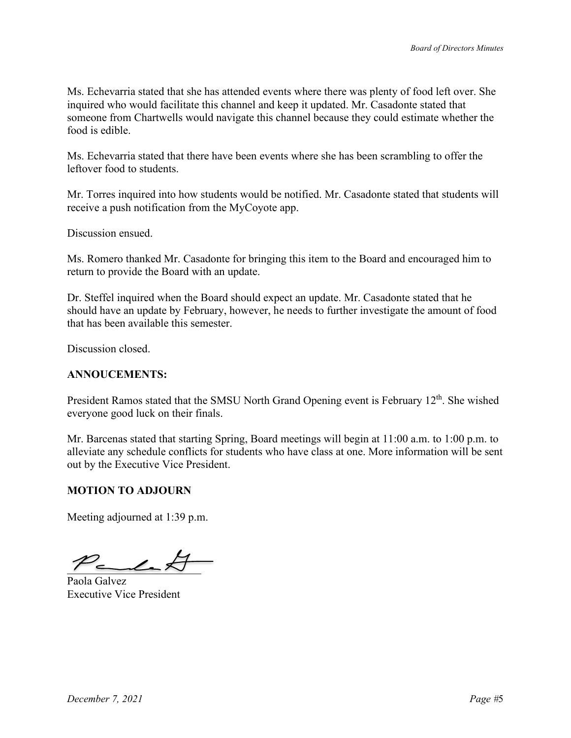Ms. Echevarria stated that she has attended events where there was plenty of food left over. She inquired who would facilitate this channel and keep it updated. Mr. Casadonte stated that someone from Chartwells would navigate this channel because they could estimate whether the food is edible.

Ms. Echevarria stated that there have been events where she has been scrambling to offer the leftover food to students.

Mr. Torres inquired into how students would be notified. Mr. Casadonte stated that students will receive a push notification from the MyCoyote app.

Discussion ensued.

Ms. Romero thanked Mr. Casadonte for bringing this item to the Board and encouraged him to return to provide the Board with an update.

Dr. Steffel inquired when the Board should expect an update. Mr. Casadonte stated that he should have an update by February, however, he needs to further investigate the amount of food that has been available this semester.

Discussion closed.

**ANNOUCEMENTS:**

President Ramos stated that the SMSU North Grand Opening event is February 12th. She wished everyone good luck on their finals.

Mr. Barcenas stated that starting Spring, Board meetings will begin at 11:00 a.m. to 1:00 p.m. to alleviate any schedule conflicts for students who have class at one. More information will be sent out by the Executive Vice President.

**MOTION TO ADJOURN**

Meeting adjourned at 1:39 p.m.

Paola Galvez
Executive Vice President